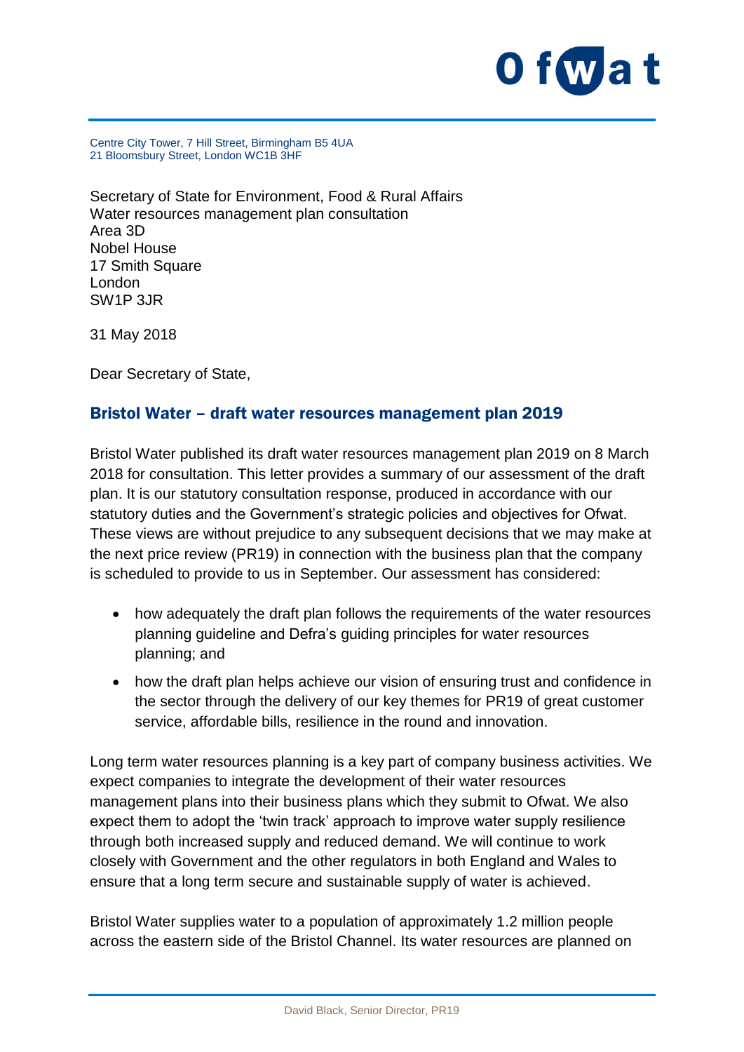Centre City Tower, 7 Hill Street, Birmingham B5 4UA
21 Bloomsbury Street, London WC1B 3HF

Secretary of State for Environment, Food & Rural Affairs
Water resources management plan consultation
Area 3D
Nobel House
17 Smith Square
London
SW1P 3JR

31 May 2018

Dear Secretary of State,

## Bristol Water – draft water resources management plan 2019

Bristol Water published its draft water resources management plan 2019 on 8 March 2018 for consultation. This letter provides a summary of our assessment of the draft plan. It is our statutory consultation response, produced in accordance with our statutory duties and the Government's strategic policies and objectives for Ofwat. These views are without prejudice to any subsequent decisions that we may make at the next price review (PR19) in connection with the business plan that the company is scheduled to provide to us in September. Our assessment has considered:

- how adequately the draft plan follows the requirements of the water resources planning guideline and Defra's guiding principles for water resources planning; and
- how the draft plan helps achieve our vision of ensuring trust and confidence in the sector through the delivery of our key themes for PR19 of great customer service, affordable bills, resilience in the round and innovation.

Long term water resources planning is a key part of company business activities. We expect companies to integrate the development of their water resources management plans into their business plans which they submit to Ofwat. We also expect them to adopt the 'twin track' approach to improve water supply resilience through both increased supply and reduced demand. We will continue to work closely with Government and the other regulators in both England and Wales to ensure that a long term secure and sustainable supply of water is achieved.

Bristol Water supplies water to a population of approximately 1.2 million people across the eastern side of the Bristol Channel. Its water resources are planned on

David Black, Senior Director, PR19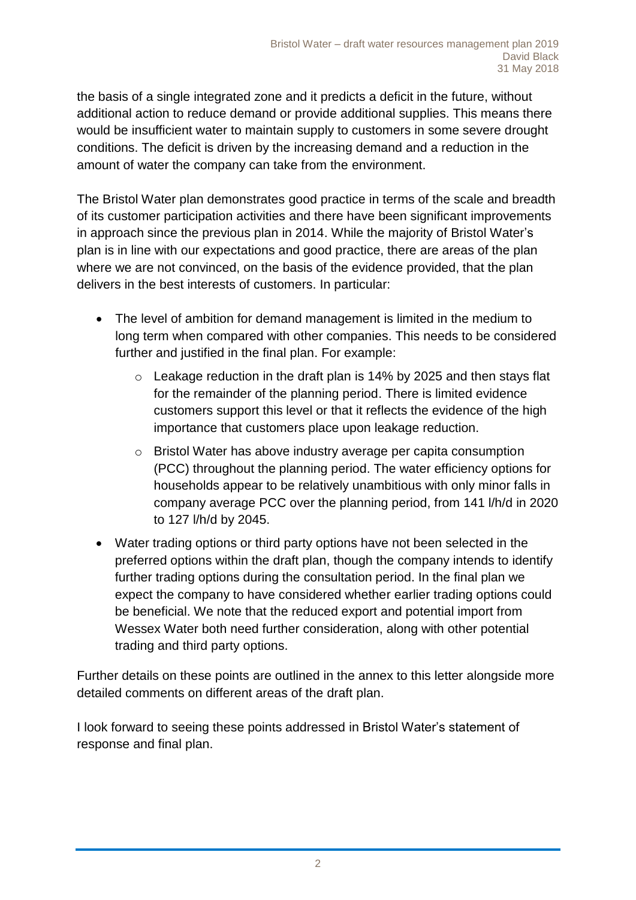the basis of a single integrated zone and it predicts a deficit in the future, without additional action to reduce demand or provide additional supplies. This means there would be insufficient water to maintain supply to customers in some severe drought conditions. The deficit is driven by the increasing demand and a reduction in the amount of water the company can take from the environment.

The Bristol Water plan demonstrates good practice in terms of the scale and breadth of its customer participation activities and there have been significant improvements in approach since the previous plan in 2014. While the majority of Bristol Water's plan is in line with our expectations and good practice, there are areas of the plan where we are not convinced, on the basis of the evidence provided, that the plan delivers in the best interests of customers. In particular:

- The level of ambition for demand management is limited in the medium to long term when compared with other companies. This needs to be considered further and justified in the final plan. For example:
  - Leakage reduction in the draft plan is 14% by 2025 and then stays flat for the remainder of the planning period. There is limited evidence customers support this level or that it reflects the evidence of the high importance that customers place upon leakage reduction.
  - Bristol Water has above industry average per capita consumption (PCC) throughout the planning period. The water efficiency options for households appear to be relatively unambitious with only minor falls in company average PCC over the planning period, from 141 l/h/d in 2020 to 127 l/h/d by 2045.
- Water trading options or third party options have not been selected in the preferred options within the draft plan, though the company intends to identify further trading options during the consultation period. In the final plan we expect the company to have considered whether earlier trading options could be beneficial. We note that the reduced export and potential import from Wessex Water both need further consideration, along with other potential trading and third party options.

Further details on these points are outlined in the annex to this letter alongside more detailed comments on different areas of the draft plan.

I look forward to seeing these points addressed in Bristol Water's statement of response and final plan.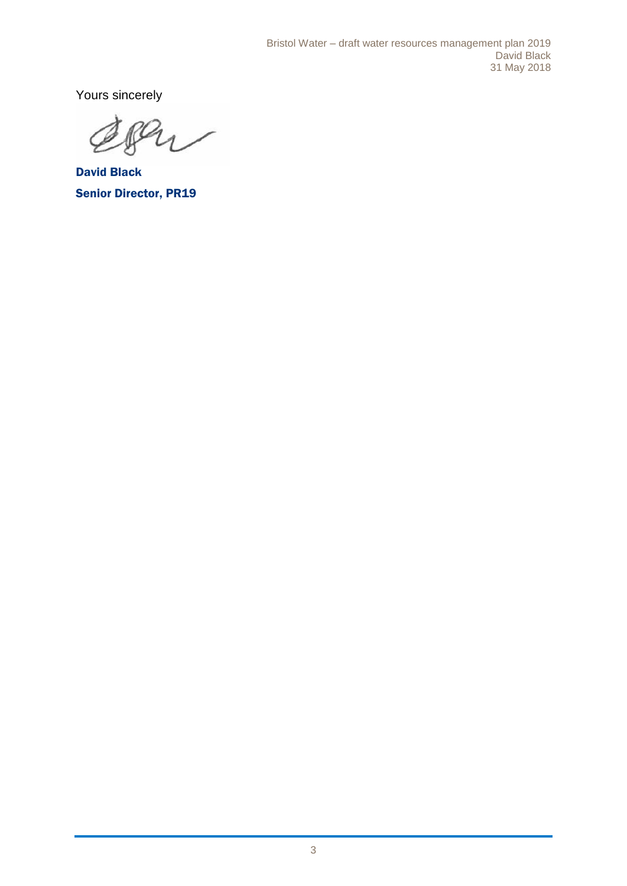Yours sincerely

**David Black**

**Senior Director, PR19**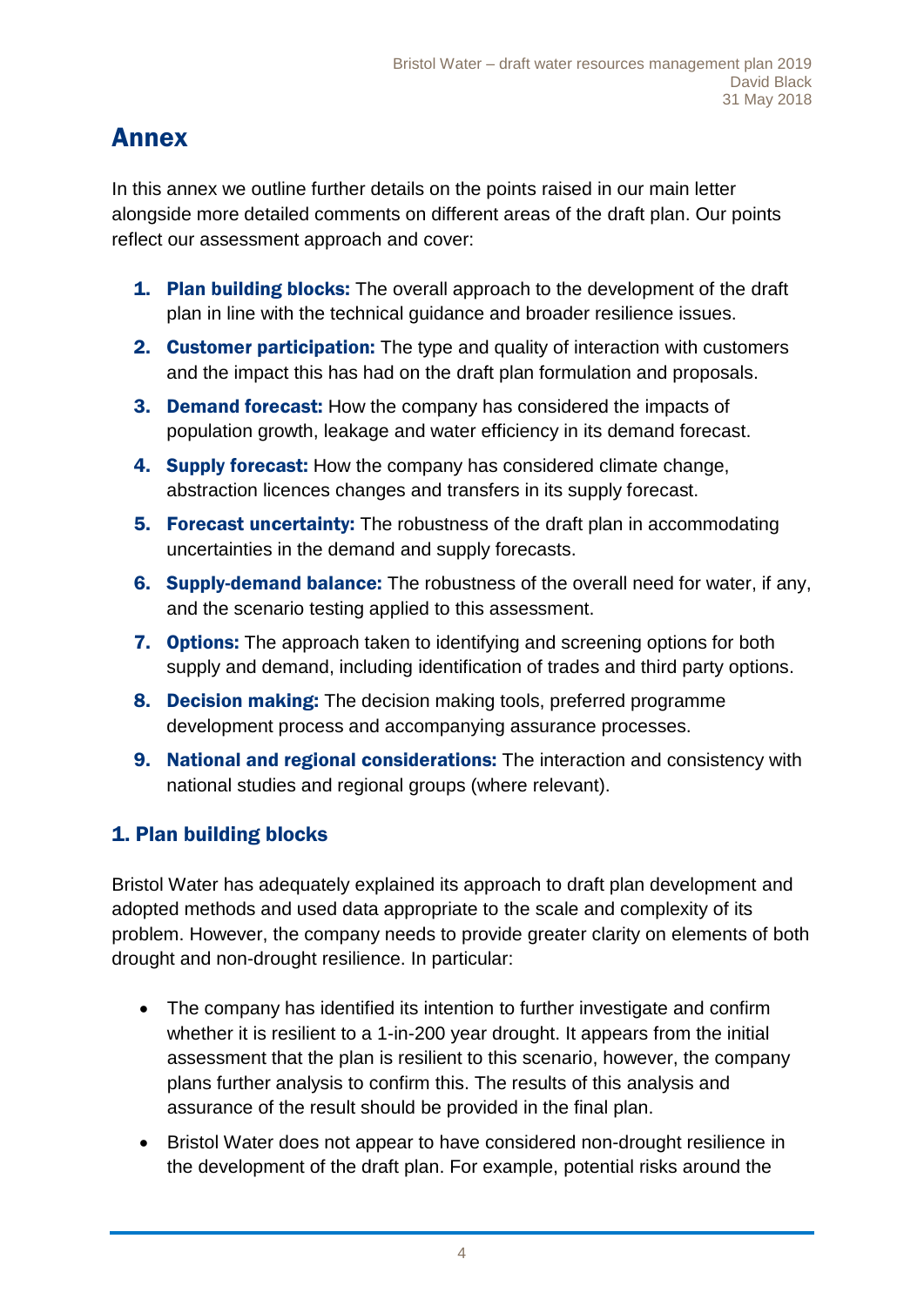# Annex

In this annex we outline further details on the points raised in our main letter alongside more detailed comments on different areas of the draft plan. Our points reflect our assessment approach and cover:

1. **Plan building blocks:** The overall approach to the development of the draft plan in line with the technical guidance and broader resilience issues.
2. **Customer participation:** The type and quality of interaction with customers and the impact this has had on the draft plan formulation and proposals.
3. **Demand forecast:** How the company has considered the impacts of population growth, leakage and water efficiency in its demand forecast.
4. **Supply forecast:** How the company has considered climate change, abstraction licences changes and transfers in its supply forecast.
5. **Forecast uncertainty:** The robustness of the draft plan in accommodating uncertainties in the demand and supply forecasts.
6. **Supply-demand balance:** The robustness of the overall need for water, if any, and the scenario testing applied to this assessment.
7. **Options:** The approach taken to identifying and screening options for both supply and demand, including identification of trades and third party options.
8. **Decision making:** The decision making tools, preferred programme development process and accompanying assurance processes.
9. **National and regional considerations:** The interaction and consistency with national studies and regional groups (where relevant).

## 1. Plan building blocks

Bristol Water has adequately explained its approach to draft plan development and adopted methods and used data appropriate to the scale and complexity of its problem. However, the company needs to provide greater clarity on elements of both drought and non-drought resilience. In particular:

- The company has identified its intention to further investigate and confirm whether it is resilient to a 1-in-200 year drought. It appears from the initial assessment that the plan is resilient to this scenario, however, the company plans further analysis to confirm this. The results of this analysis and assurance of the result should be provided in the final plan.
- Bristol Water does not appear to have considered non-drought resilience in the development of the draft plan. For example, potential risks around the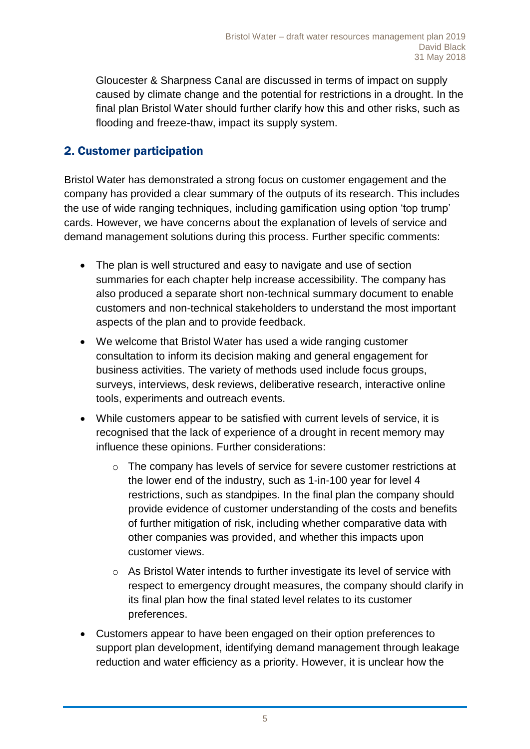Gloucester & Sharpness Canal are discussed in terms of impact on supply caused by climate change and the potential for restrictions in a drought. In the final plan Bristol Water should further clarify how this and other risks, such as flooding and freeze-thaw, impact its supply system.

## 2. Customer participation

Bristol Water has demonstrated a strong focus on customer engagement and the company has provided a clear summary of the outputs of its research. This includes the use of wide ranging techniques, including gamification using option 'top trump' cards. However, we have concerns about the explanation of levels of service and demand management solutions during this process. Further specific comments:

- The plan is well structured and easy to navigate and use of section summaries for each chapter help increase accessibility. The company has also produced a separate short non-technical summary document to enable customers and non-technical stakeholders to understand the most important aspects of the plan and to provide feedback.
- We welcome that Bristol Water has used a wide ranging customer consultation to inform its decision making and general engagement for business activities. The variety of methods used include focus groups, surveys, interviews, desk reviews, deliberative research, interactive online tools, experiments and outreach events.
- While customers appear to be satisfied with current levels of service, it is recognised that the lack of experience of a drought in recent memory may influence these opinions. Further considerations:
  - The company has levels of service for severe customer restrictions at the lower end of the industry, such as 1-in-100 year for level 4 restrictions, such as standpipes. In the final plan the company should provide evidence of customer understanding of the costs and benefits of further mitigation of risk, including whether comparative data with other companies was provided, and whether this impacts upon customer views.
  - As Bristol Water intends to further investigate its level of service with respect to emergency drought measures, the company should clarify in its final plan how the final stated level relates to its customer preferences.
- Customers appear to have been engaged on their option preferences to support plan development, identifying demand management through leakage reduction and water efficiency as a priority. However, it is unclear how the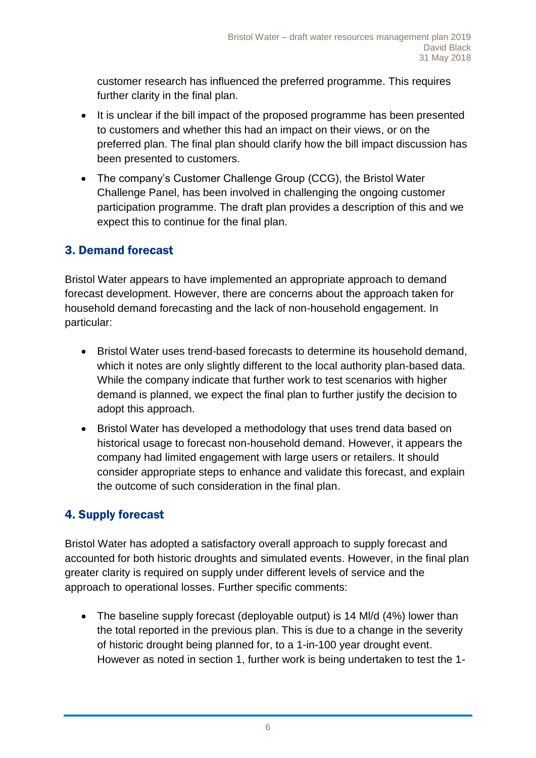customer research has influenced the preferred programme. This requires further clarity in the final plan.

- It is unclear if the bill impact of the proposed programme has been presented to customers and whether this had an impact on their views, or on the preferred plan. The final plan should clarify how the bill impact discussion has been presented to customers.
- The company's Customer Challenge Group (CCG), the Bristol Water Challenge Panel, has been involved in challenging the ongoing customer participation programme. The draft plan provides a description of this and we expect this to continue for the final plan.

## 3. Demand forecast

Bristol Water appears to have implemented an appropriate approach to demand forecast development. However, there are concerns about the approach taken for household demand forecasting and the lack of non-household engagement. In particular:

- Bristol Water uses trend-based forecasts to determine its household demand, which it notes are only slightly different to the local authority plan-based data. While the company indicate that further work to test scenarios with higher demand is planned, we expect the final plan to further justify the decision to adopt this approach.
- Bristol Water has developed a methodology that uses trend data based on historical usage to forecast non-household demand. However, it appears the company had limited engagement with large users or retailers. It should consider appropriate steps to enhance and validate this forecast, and explain the outcome of such consideration in the final plan.

## 4. Supply forecast

Bristol Water has adopted a satisfactory overall approach to supply forecast and accounted for both historic droughts and simulated events. However, in the final plan greater clarity is required on supply under different levels of service and the approach to operational losses. Further specific comments:

- The baseline supply forecast (deployable output) is 14 Ml/d (4%) lower than the total reported in the previous plan. This is due to a change in the severity of historic drought being planned for, to a 1-in-100 year drought event. However as noted in section 1, further work is being undertaken to test the 1-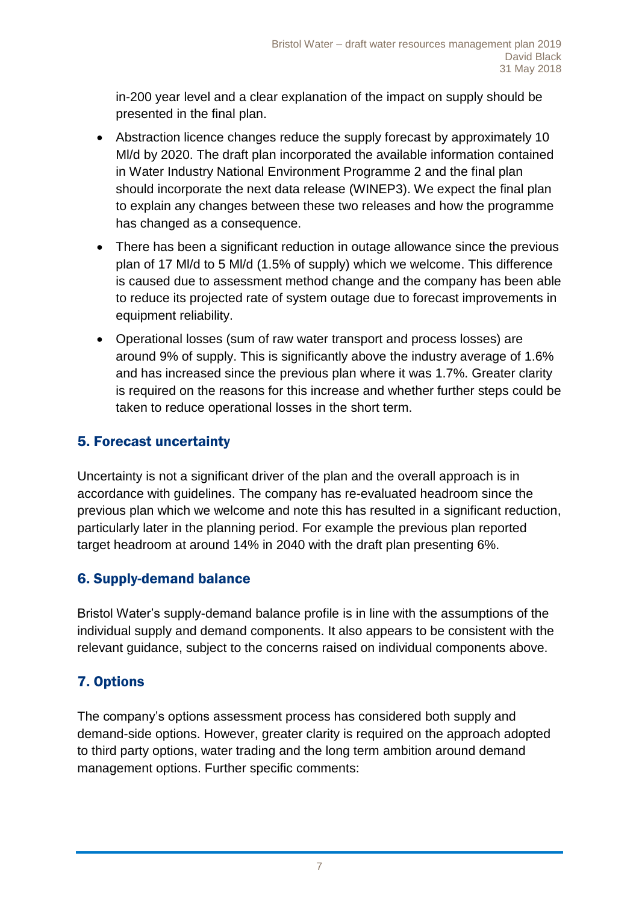in-200 year level and a clear explanation of the impact on supply should be presented in the final plan.

- Abstraction licence changes reduce the supply forecast by approximately 10 Ml/d by 2020. The draft plan incorporated the available information contained in Water Industry National Environment Programme 2 and the final plan should incorporate the next data release (WINEP3). We expect the final plan to explain any changes between these two releases and how the programme has changed as a consequence.
- There has been a significant reduction in outage allowance since the previous plan of 17 Ml/d to 5 Ml/d (1.5% of supply) which we welcome. This difference is caused due to assessment method change and the company has been able to reduce its projected rate of system outage due to forecast improvements in equipment reliability.
- Operational losses (sum of raw water transport and process losses) are around 9% of supply. This is significantly above the industry average of 1.6% and has increased since the previous plan where it was 1.7%. Greater clarity is required on the reasons for this increase and whether further steps could be taken to reduce operational losses in the short term.

## 5. Forecast uncertainty

Uncertainty is not a significant driver of the plan and the overall approach is in accordance with guidelines. The company has re-evaluated headroom since the previous plan which we welcome and note this has resulted in a significant reduction, particularly later in the planning period. For example the previous plan reported target headroom at around 14% in 2040 with the draft plan presenting 6%.

## 6. Supply-demand balance

Bristol Water's supply-demand balance profile is in line with the assumptions of the individual supply and demand components. It also appears to be consistent with the relevant guidance, subject to the concerns raised on individual components above.

## 7. Options

The company's options assessment process has considered both supply and demand-side options. However, greater clarity is required on the approach adopted to third party options, water trading and the long term ambition around demand management options. Further specific comments: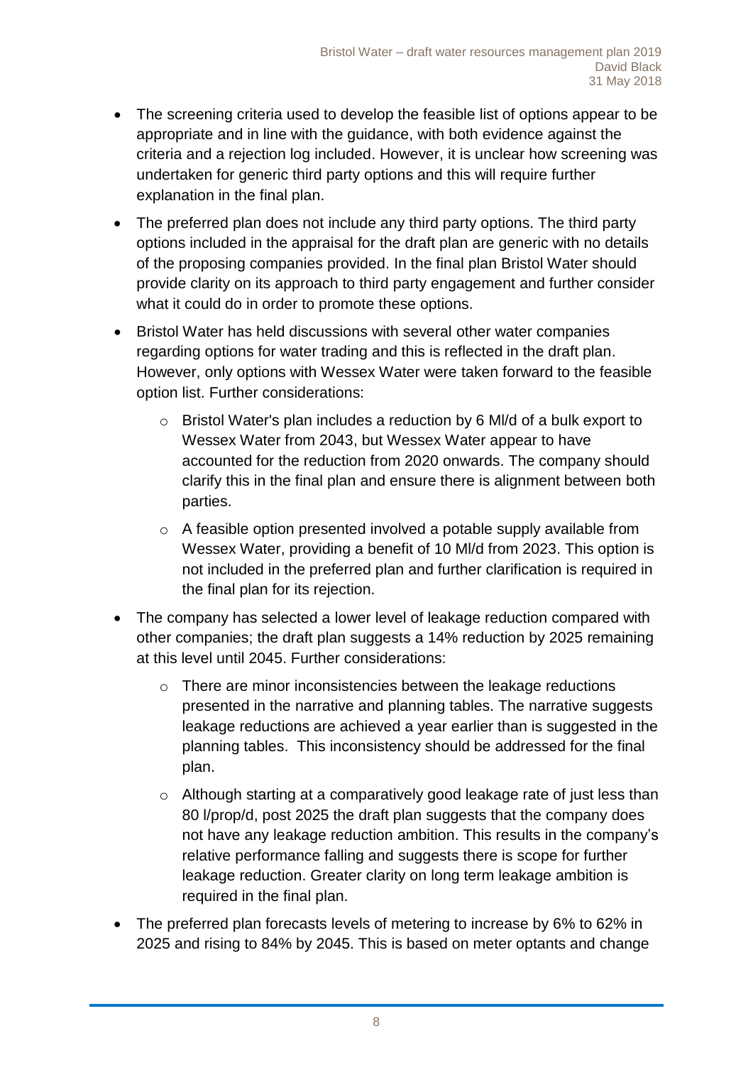- The screening criteria used to develop the feasible list of options appear to be appropriate and in line with the guidance, with both evidence against the criteria and a rejection log included. However, it is unclear how screening was undertaken for generic third party options and this will require further explanation in the final plan.
- The preferred plan does not include any third party options. The third party options included in the appraisal for the draft plan are generic with no details of the proposing companies provided. In the final plan Bristol Water should provide clarity on its approach to third party engagement and further consider what it could do in order to promote these options.
- Bristol Water has held discussions with several other water companies regarding options for water trading and this is reflected in the draft plan. However, only options with Wessex Water were taken forward to the feasible option list. Further considerations:
    - Bristol Water's plan includes a reduction by 6 Ml/d of a bulk export to Wessex Water from 2043, but Wessex Water appear to have accounted for the reduction from 2020 onwards. The company should clarify this in the final plan and ensure there is alignment between both parties.
    - A feasible option presented involved a potable supply available from Wessex Water, providing a benefit of 10 Ml/d from 2023. This option is not included in the preferred plan and further clarification is required in the final plan for its rejection.
- The company has selected a lower level of leakage reduction compared with other companies; the draft plan suggests a 14% reduction by 2025 remaining at this level until 2045. Further considerations:
    - There are minor inconsistencies between the leakage reductions presented in the narrative and planning tables. The narrative suggests leakage reductions are achieved a year earlier than is suggested in the planning tables. This inconsistency should be addressed for the final plan.
    - Although starting at a comparatively good leakage rate of just less than 80 l/prop/d, post 2025 the draft plan suggests that the company does not have any leakage reduction ambition. This results in the company's relative performance falling and suggests there is scope for further leakage reduction. Greater clarity on long term leakage ambition is required in the final plan.
- The preferred plan forecasts levels of metering to increase by 6% to 62% in 2025 and rising to 84% by 2045. This is based on meter optants and change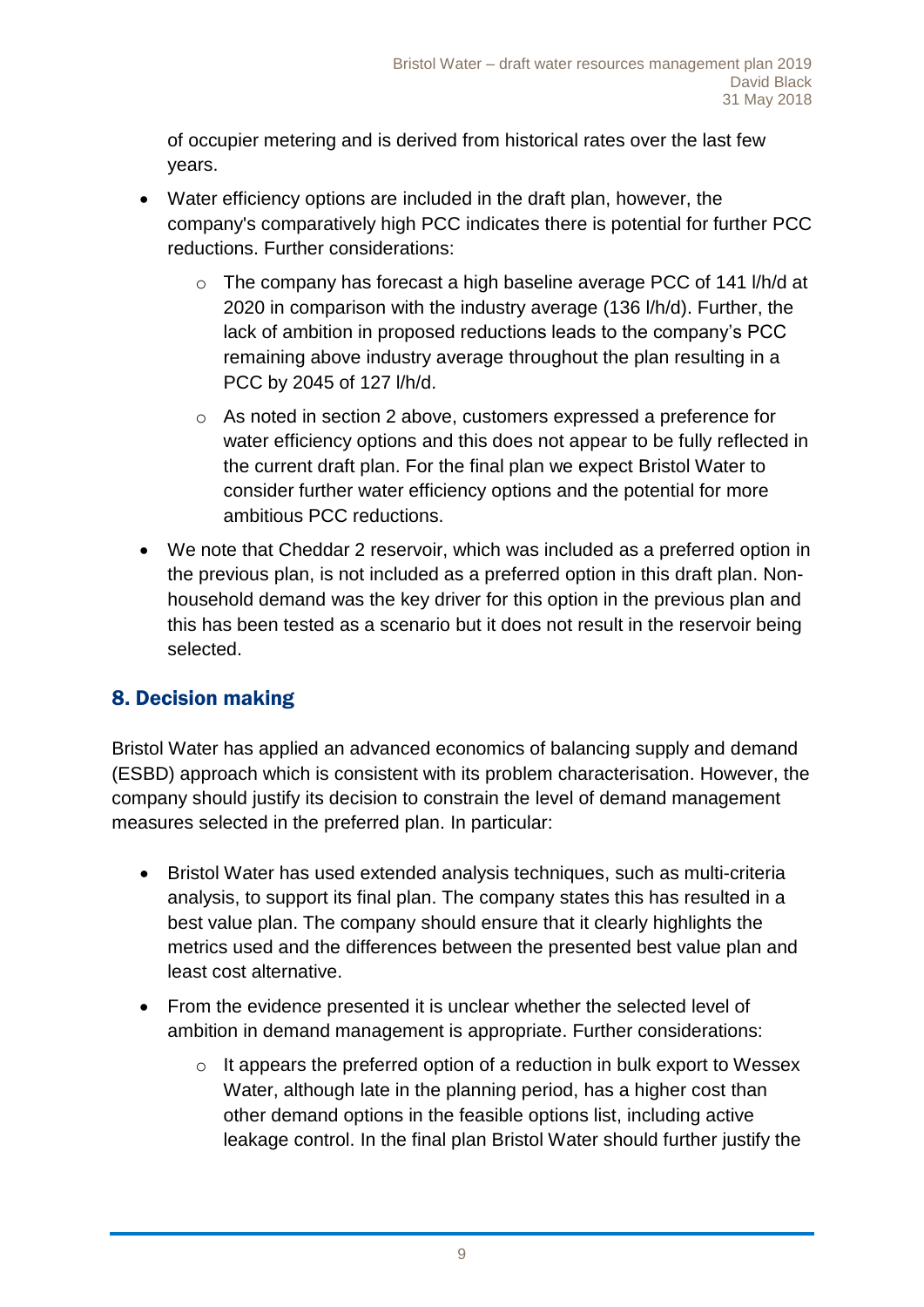of occupier metering and is derived from historical rates over the last few years.

- Water efficiency options are included in the draft plan, however, the company's comparatively high PCC indicates there is potential for further PCC reductions. Further considerations:
    - The company has forecast a high baseline average PCC of 141 l/h/d at 2020 in comparison with the industry average (136 l/h/d). Further, the lack of ambition in proposed reductions leads to the company's PCC remaining above industry average throughout the plan resulting in a PCC by 2045 of 127 l/h/d.
    - As noted in section 2 above, customers expressed a preference for water efficiency options and this does not appear to be fully reflected in the current draft plan. For the final plan we expect Bristol Water to consider further water efficiency options and the potential for more ambitious PCC reductions.
- We note that Cheddar 2 reservoir, which was included as a preferred option in the previous plan, is not included as a preferred option in this draft plan. Non-household demand was the key driver for this option in the previous plan and this has been tested as a scenario but it does not result in the reservoir being selected.

## 8. Decision making

Bristol Water has applied an advanced economics of balancing supply and demand (ESBD) approach which is consistent with its problem characterisation. However, the company should justify its decision to constrain the level of demand management measures selected in the preferred plan. In particular:

- Bristol Water has used extended analysis techniques, such as multi-criteria analysis, to support its final plan. The company states this has resulted in a best value plan. The company should ensure that it clearly highlights the metrics used and the differences between the presented best value plan and least cost alternative.
- From the evidence presented it is unclear whether the selected level of ambition in demand management is appropriate. Further considerations:
    - It appears the preferred option of a reduction in bulk export to Wessex Water, although late in the planning period, has a higher cost than other demand options in the feasible options list, including active leakage control. In the final plan Bristol Water should further justify the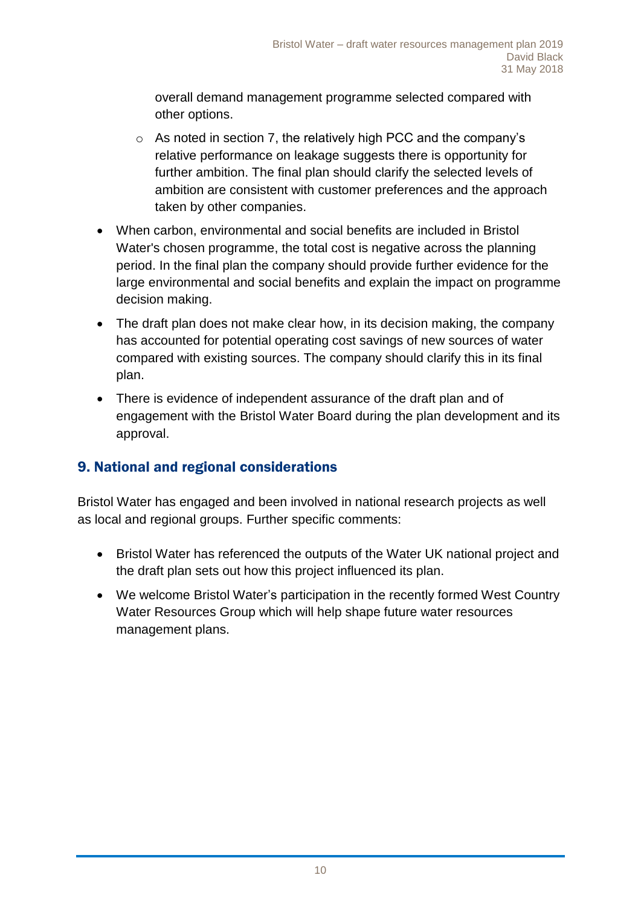overall demand management programme selected compared with other options.

  - As noted in section 7, the relatively high PCC and the company's relative performance on leakage suggests there is opportunity for further ambition. The final plan should clarify the selected levels of ambition are consistent with customer preferences and the approach taken by other companies.

- When carbon, environmental and social benefits are included in Bristol Water's chosen programme, the total cost is negative across the planning period. In the final plan the company should provide further evidence for the large environmental and social benefits and explain the impact on programme decision making.
- The draft plan does not make clear how, in its decision making, the company has accounted for potential operating cost savings of new sources of water compared with existing sources. The company should clarify this in its final plan.
- There is evidence of independent assurance of the draft plan and of engagement with the Bristol Water Board during the plan development and its approval.

## 9. National and regional considerations

Bristol Water has engaged and been involved in national research projects as well as local and regional groups. Further specific comments:

- Bristol Water has referenced the outputs of the Water UK national project and the draft plan sets out how this project influenced its plan.
- We welcome Bristol Water's participation in the recently formed West Country Water Resources Group which will help shape future water resources management plans.